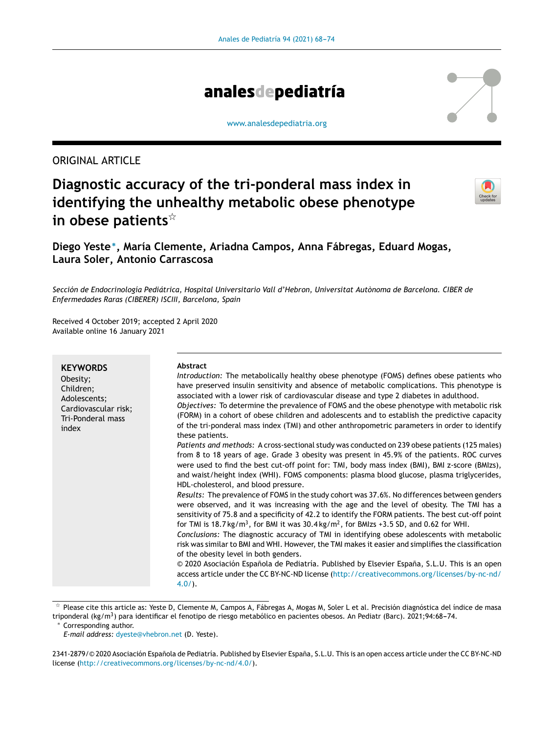ORIGINAL ARTICLE

# Diagnostic accuracy of the tri-ponderal mass index in identifying the unhealthy metabolic obese phenotype in obese patients[☆]

**Diego Yeste*, María Clemente, Ariadna Campos, Anna Fábregas, Eduard Mogas, Laura Soler, Antonio Carrascosa**

*Sección de Endocrinología Pediátrica, Hospital Universitario Vall d'Hebron, Universitat Autònoma de Barcelona. CIBER de Enfermedades Raras (CIBERER) ISCIII, Barcelona, Spain*

Received 4 October 2019; accepted 2 April 2020
Available online 16 January 2021

**KEYWORDS**
Obesity;
Children;
Adolescents;
Cardiovascular risk;
Tri-Ponderal mass index

**Abstract**

*Introduction:* The metabolically healthy obese phenotype (FOMS) defines obese patients who have preserved insulin sensitivity and absence of metabolic complications. This phenotype is associated with a lower risk of cardiovascular disease and type 2 diabetes in adulthood.

*Objectives:* To determine the prevalence of FOMS and the obese phenotype with metabolic risk (FORM) in a cohort of obese children and adolescents and to establish the predictive capacity of the tri-ponderal mass index (TMI) and other anthropometric parameters in order to identify these patients.

*Patients and methods:* A cross-sectional study was conducted on 239 obese patients (125 males) from 8 to 18 years of age. Grade 3 obesity was present in 45.9% of the patients. ROC curves were used to find the best cut-off point for: TMI, body mass index (BMI), BMI z-score (BMIzs), and waist/height index (WHI). FOMS components: plasma blood glucose, plasma triglycerides, HDL-cholesterol, and blood pressure.

*Results:* The prevalence of FOMS in the study cohort was 37.6%. No differences between genders were observed, and it was increasing with the age and the level of obesity. The TMI has a sensitivity of 75.8 and a specificity of 42.2 to identify the FORM patients. The best cut-off point for TMI is 18.7 kg/m$^3$, for BMI it was 30.4 kg/m$^2$, for BMIzs +3.5 SD, and 0.62 for WHI.

*Conclusions:* The diagnostic accuracy of TMI in identifying obese adolescents with metabolic risk was similar to BMI and WHI. However, the TMI makes it easier and simplifies the classification of the obesity level in both genders.

© 2020 Asociación Española de Pediatría. Published by Elsevier España, S.L.U. This is an open access article under the CC BY-NC-ND license (http://creativecommons.org/licenses/by-nc-nd/4.0/).

[☆] Please cite this article as: Yeste D, Clemente M, Campos A, Fábregas A, Mogas M, Soler L et al. Precisión diagnóstica del índice de masa triponderal (kg/m$^3$) para identificar el fenotipo de riesgo metabólico en pacientes obesos. An Pediatr (Barc). 2021;94:68–74.

* Corresponding author.
*E-mail address:* dyeste@vhebron.net (D. Yeste).

2341-2879/© 2020 Asociación Española de Pediatría. Published by Elsevier España, S.L.U. This is an open access article under the CC BY-NC-ND license (http://creativecommons.org/licenses/by-nc-nd/4.0/).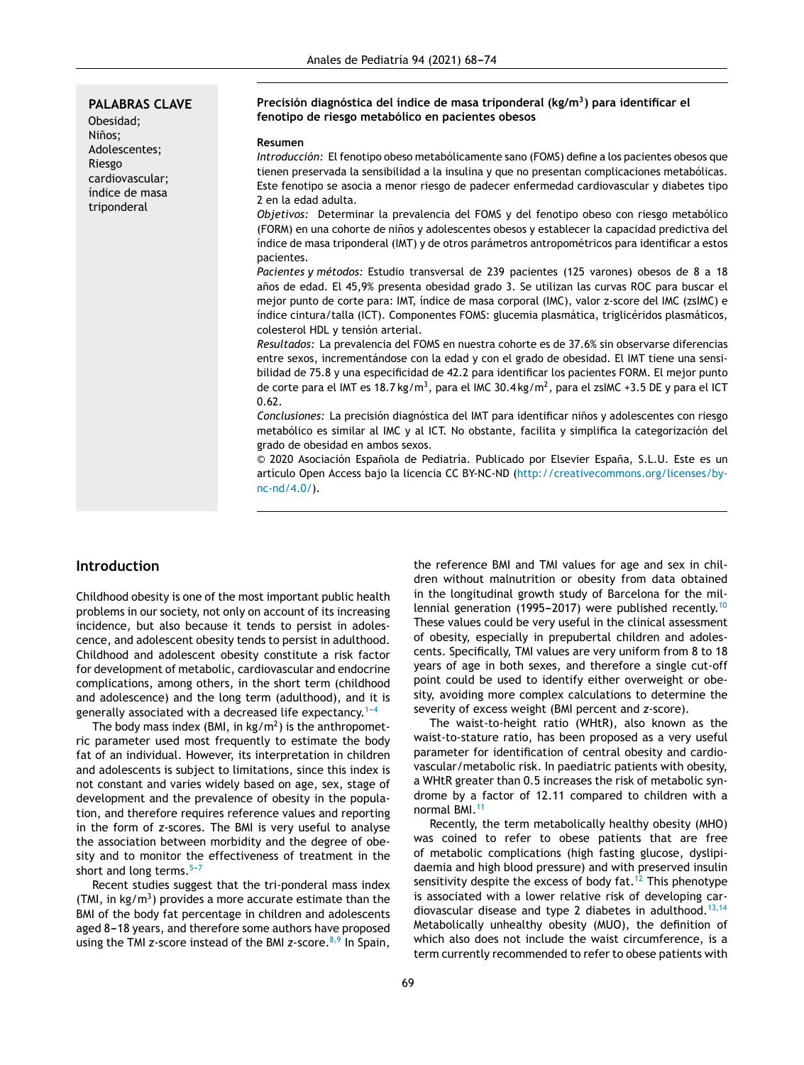**PALABRAS CLAVE**

Obesidad;
Niños;
Adolescentes;
Riesgo cardiovascular;
índice de masa triponderal

**Precisión diagnóstica del índice de masa triponderal (kg/m$^3$) para identificar el fenotipo de riesgo metabólico en pacientes obesos**

**Resumen**

*Introducción:* El fenotipo obeso metabólicamente sano (FOMS) define a los pacientes obesos que tienen preservada la sensibilidad a la insulina y que no presentan complicaciones metabólicas. Este fenotipo se asocia a menor riesgo de padecer enfermedad cardiovascular y diabetes tipo 2 en la edad adulta.

*Objetivos:* Determinar la prevalencia del FOMS y del fenotipo obeso con riesgo metabólico (FORM) en una cohorte de niños y adolescentes obesos y establecer la capacidad predictiva del índice de masa triponderal (IMT) y de otros parámetros antropométricos para identificar a estos pacientes.

*Pacientes y métodos:* Estudio transversal de 239 pacientes (125 varones) obesos de 8 a 18 años de edad. El 45,9% presenta obesidad grado 3. Se utilizan las curvas ROC para buscar el mejor punto de corte para: IMT, índice de masa corporal (IMC), valor z-score del IMC (zsIMC) e índice cintura/talla (ICT). Componentes FOMS: glucemia plasmática, triglicéridos plasmáticos, colesterol HDL y tensión arterial.

*Resultados:* La prevalencia del FOMS en nuestra cohorte es de 37.6% sin observarse diferencias entre sexos, incrementándose con la edad y con el grado de obesidad. El IMT tiene una sensibilidad de 75.8 y una especificidad de 42.2 para identificar los pacientes FORM. El mejor punto de corte para el IMT es 18.7 kg/m$^3$, para el IMC 30.4 kg/m$^2$, para el zsIMC +3.5 DE y para el ICT 0.62.

*Conclusiones:* La precisión diagnóstica del IMT para identificar niños y adolescentes con riesgo metabólico es similar al IMC y al ICT. No obstante, facilita y simplifica la categorización del grado de obesidad en ambos sexos.

© 2020 Asociación Española de Pediatría. Publicado por Elsevier España, S.L.U. Este es un artículo Open Access bajo la licencia CC BY-NC-ND (http://creativecommons.org/licenses/by-nc-nd/4.0/).

## Introduction

Childhood obesity is one of the most important public health problems in our society, not only on account of its increasing incidence, but also because it tends to persist in adolescence, and adolescent obesity tends to persist in adulthood. Childhood and adolescent obesity constitute a risk factor for development of metabolic, cardiovascular and endocrine complications, among others, in the short term (childhood and adolescence) and the long term (adulthood), and it is generally associated with a decreased life expectancy.[1–4]

The body mass index (BMI, in kg/m$^2$) is the anthropometric parameter used most frequently to estimate the body fat of an individual. However, its interpretation in children and adolescents is subject to limitations, since this index is not constant and varies widely based on age, sex, stage of development and the prevalence of obesity in the population, and therefore requires reference values and reporting in the form of z-scores. The BMI is very useful to analyse the association between morbidity and the degree of obesity and to monitor the effectiveness of treatment in the short and long terms.[5–7]

Recent studies suggest that the tri-ponderal mass index (TMI, in kg/m$^3$) provides a more accurate estimate than the BMI of the body fat percentage in children and adolescents aged 8–18 years, and therefore some authors have proposed using the TMI z-score instead of the BMI z-score.[8,9] In Spain, the reference BMI and TMI values for age and sex in children without malnutrition or obesity from data obtained in the longitudinal growth study of Barcelona for the millennial generation (1995–2017) were published recently.[10] These values could be very useful in the clinical assessment of obesity, especially in prepubertal children and adolescents. Specifically, TMI values are very uniform from 8 to 18 years of age in both sexes, and therefore a single cut-off point could be used to identify either overweight or obesity, avoiding more complex calculations to determine the severity of excess weight (BMI percent and z-score).

The waist-to-height ratio (WHtR), also known as the waist-to-stature ratio, has been proposed as a very useful parameter for identification of central obesity and cardiovascular/metabolic risk. In paediatric patients with obesity, a WHtR greater than 0.5 increases the risk of metabolic syndrome by a factor of 12.11 compared to children with a normal BMI.[11]

Recently, the term metabolically healthy obesity (MHO) was coined to refer to obese patients that are free of metabolic complications (high fasting glucose, dyslipidaemia and high blood pressure) and with preserved insulin sensitivity despite the excess of body fat.[12] This phenotype is associated with a lower relative risk of developing cardiovascular disease and type 2 diabetes in adulthood.[13,14] Metabolically unhealthy obesity (MUO), the definition of which also does not include the waist circumference, is a term currently recommended to refer to obese patients with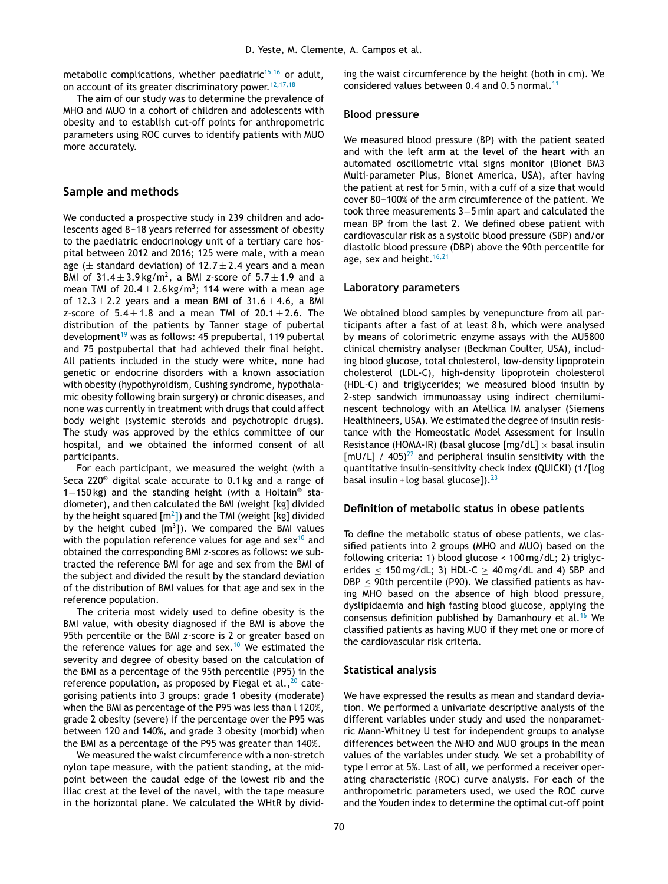metabolic complications, whether paediatric[15,16] or adult, on account of its greater discriminatory power.[12,17,18]

The aim of our study was to determine the prevalence of MHO and MUO in a cohort of children and adolescents with obesity and to establish cut-off points for anthropometric parameters using ROC curves to identify patients with MUO more accurately.

## Sample and methods

We conducted a prospective study in 239 children and adolescents aged 8–18 years referred for assessment of obesity to the paediatric endocrinology unit of a tertiary care hospital between 2012 and 2016; 125 were male, with a mean age (± standard deviation) of 12.7 ± 2.4 years and a mean BMI of 31.4 ± 3.9 kg/m$^2$, a BMI *z*-score of 5.7 ± 1.9 and a mean TMI of 20.4 ± 2.6 kg/m$^3$; 114 were with a mean age of 12.3 ± 2.2 years and a mean BMI of 31.6 ± 4.6, a BMI *z*-score of 5.4 ± 1.8 and a mean TMI of 20.1 ± 2.6. The distribution of the patients by Tanner stage of pubertal development[19] was as follows: 45 prepubertal, 119 pubertal and 75 postpubertal that had achieved their final height. All patients included in the study were white, none had genetic or endocrine disorders with a known association with obesity (hypothyroidism, Cushing syndrome, hypothalamic obesity following brain surgery) or chronic diseases, and none was currently in treatment with drugs that could affect body weight (systemic steroids and psychotropic drugs). The study was approved by the ethics committee of our hospital, and we obtained the informed consent of all participants.

For each participant, we measured the weight (with a Seca 220® digital scale accurate to 0.1 kg and a range of 1–150 kg) and the standing height (with a Holtain® stadiometer), and then calculated the BMI (weight [kg] divided by the height squared [m$^2$]) and the TMI (weight [kg] divided by the height cubed [m$^3$]). We compared the BMI values with the population reference values for age and sex[10] and obtained the corresponding BMI *z*-scores as follows: we subtracted the reference BMI for age and sex from the BMI of the subject and divided the result by the standard deviation of the distribution of BMI values for that age and sex in the reference population.

The criteria most widely used to define obesity is the BMI value, with obesity diagnosed if the BMI is above the 95th percentile or the BMI *z*-score is 2 or greater based on the reference values for age and sex.[10] We estimated the severity and degree of obesity based on the calculation of the BMI as a percentage of the 95th percentile (P95) in the reference population, as proposed by Flegal et al.,[20] categorising patients into 3 groups: grade 1 obesity (moderate) when the BMI as percentage of the P95 was less than l 120%, grade 2 obesity (severe) if the percentage over the P95 was between 120 and 140%, and grade 3 obesity (morbid) when the BMI as a percentage of the P95 was greater than 140%.

We measured the waist circumference with a non-stretch nylon tape measure, with the patient standing, at the midpoint between the caudal edge of the lowest rib and the iliac crest at the level of the navel, with the tape measure in the horizontal plane. We calculated the WHtR by dividing the waist circumference by the height (both in cm). We considered values between 0.4 and 0.5 normal.[11]

### Blood pressure

We measured blood pressure (BP) with the patient seated and with the left arm at the level of the heart with an automated oscillometric vital signs monitor (Bionet BM3 Multi-parameter Plus, Bionet America, USA), after having the patient at rest for 5 min, with a cuff of a size that would cover 80–100% of the arm circumference of the patient. We took three measurements 3–5 min apart and calculated the mean BP from the last 2. We defined obese patient with cardiovascular risk as a systolic blood pressure (SBP) and/or diastolic blood pressure (DBP) above the 90th percentile for age, sex and height.[16,21]

### Laboratory parameters

We obtained blood samples by venepuncture from all participants after a fast of at least 8 h, which were analysed by means of colorimetric enzyme assays with the AU5800 clinical chemistry analyser (Beckman Coulter, USA), including blood glucose, total cholesterol, low-density lipoprotein cholesterol (LDL-C), high-density lipoprotein cholesterol (HDL-C) and triglycerides; we measured blood insulin by 2-step sandwich immunoassay using indirect chemiluminescent technology with an Atellica IM analyser (Siemens Healthineers, USA). We estimated the degree of insulin resistance with the Homeostatic Model Assessment for Insulin Resistance (HOMA-IR) (basal glucose [mg/dL] × basal insulin [mU/L] / 405)[22] and peripheral insulin sensitivity with the quantitative insulin-sensitivity check index (QUICKI) (1/[log basal insulin + log basal glucose]).[23]

### Definition of metabolic status in obese patients

To define the metabolic status of obese patients, we classified patients into 2 groups (MHO and MUO) based on the following criteria: 1) blood glucose < 100 mg/dL; 2) triglycerides ≤ 150 mg/dL; 3) HDL-C ≥ 40 mg/dL and 4) SBP and DBP ≤ 90th percentile (P90). We classified patients as having MHO based on the absence of high blood pressure, dyslipidaemia and high fasting blood glucose, applying the consensus definition published by Damanhoury et al.[16] We classified patients as having MUO if they met one or more of the cardiovascular risk criteria.

### Statistical analysis

We have expressed the results as mean and standard deviation. We performed a univariate descriptive analysis of the different variables under study and used the nonparametric Mann-Whitney U test for independent groups to analyse differences between the MHO and MUO groups in the mean values of the variables under study. We set a probability of type I error at 5%. Last of all, we performed a receiver operating characteristic (ROC) curve analysis. For each of the anthropometric parameters used, we used the ROC curve and the Youden index to determine the optimal cut-off point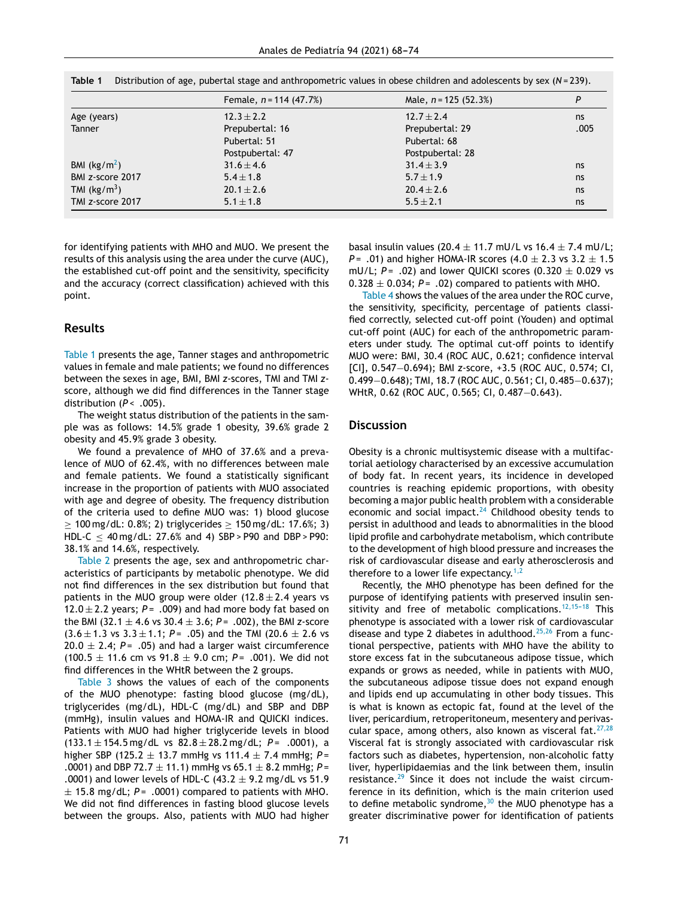**Table 1** Distribution of age, pubertal stage and anthropometric values in obese children and adolescents by sex ($N$ = 239).

| | Female, $n$ = 114 (47.7%) | Male, $n$ = 125 (52.3%) | $P$ |
|---|---|---|---|
| Age (years) | 12.3 ± 2.2 | 12.7 ± 2.4 | ns |
| Tanner | Prepubertal: 16 | Prepubertal: 29 | .005 |
| | Pubertal: 51 | Pubertal: 68 | |
| | Postpubertal: 47 | Postpubertal: 28 | |
| BMI (kg/m[2]) | 31.6 ± 4.6 | 31.4 ± 3.9 | ns |
| BMI $z$-score 2017 | 5.4 ± 1.8 | 5.7 ± 1.9 | ns |
| TMI (kg/m[3]) | 20.1 ± 2.6 | 20.4 ± 2.6 | ns |
| TMI $z$-score 2017 | 5.1 ± 1.8 | 5.5 ± 2.1 | ns |

for identifying patients with MHO and MUO. We present the results of this analysis using the area under the curve (AUC), the established cut-off point and the sensitivity, specificity and the accuracy (correct classification) achieved with this point.

## Results

Table 1 presents the age, Tanner stages and anthropometric values in female and male patients; we found no differences between the sexes in age, BMI, BMI $z$-scores, TMI and TMI $z$-score, although we did find differences in the Tanner stage distribution ($P$ < .005).

The weight status distribution of the patients in the sample was as follows: 14.5% grade 1 obesity, 39.6% grade 2 obesity and 45.9% grade 3 obesity.

We found a prevalence of MHO of 37.6% and a prevalence of MUO of 62.4%, with no differences between male and female patients. We found a statistically significant increase in the proportion of patients with MUO associated with age and degree of obesity. The frequency distribution of the criteria used to define MUO was: 1) blood glucose ≥ 100 mg/dL: 0.8%; 2) triglycerides ≥ 150 mg/dL: 17.6%; 3) HDL-C ≤ 40 mg/dL: 27.6% and 4) SBP > P90 and DBP > P90: 38.1% and 14.6%, respectively.

Table 2 presents the age, sex and anthropometric characteristics of participants by metabolic phenotype. We did not find differences in the sex distribution but found that patients in the MUO group were older (12.8 ± 2.4 years vs 12.0 ± 2.2 years; $P$ = .009) and had more body fat based on the BMI (32.1 ± 4.6 vs 30.4 ± 3.6; $P$ = .002), the BMI $z$-score (3.6 ± 1.3 vs 3.3 ± 1.1; $P$ = .05) and the TMI (20.6 ± 2.6 vs 20.0 ± 2.4; $P$ = .05) and had a larger waist circumference (100.5 ± 11.6 cm vs 91.8 ± 9.0 cm; $P$ = .001). We did not find differences in the WHtR between the 2 groups.

Table 3 shows the values of each of the components of the MUO phenotype: fasting blood glucose (mg/dL), triglycerides (mg/dL), HDL-C (mg/dL) and SBP and DBP (mmHg), insulin values and HOMA-IR and QUICKI indices. Patients with MUO had higher triglyceride levels in blood (133.1 ± 154.5 mg/dL vs 82.8 ± 28.2 mg/dL; $P$ = .0001), a higher SBP (125.2 ± 13.7 mmHg vs 111.4 ± 7.4 mmHg; $P$ = .0001) and DBP 72.7 ± 11.1) mmHg vs 65.1 ± 8.2 mmHg; $P$ = .0001) and lower levels of HDL-C (43.2 ± 9.2 mg/dL vs 51.9 ± 15.8 mg/dL; $P$ = .0001) compared to patients with MHO. We did not find differences in fasting blood glucose levels between the groups. Also, patients with MUO had higher basal insulin values (20.4 ± 11.7 mU/L vs 16.4 ± 7.4 mU/L; $P$ = .01) and higher HOMA-IR scores (4.0 ± 2.3 vs 3.2 ± 1.5 mU/L; $P$ = .02) and lower QUICKI scores (0.320 ± 0.029 vs 0.328 ± 0.034; $P$ = .02) compared to patients with MHO.

Table 4 shows the values of the area under the ROC curve, the sensitivity, specificity, percentage of patients classified correctly, selected cut-off point (Youden) and optimal cut-off point (AUC) for each of the anthropometric parameters under study. The optimal cut-off points to identify MUO were: BMI, 30.4 (ROC AUC, 0.621; confidence interval [CI], 0.547–0.694); BMI $z$-score, +3.5 (ROC AUC, 0.574; CI, 0.499–0.648); TMI, 18.7 (ROC AUC, 0.561; CI, 0.485–0.637); WHtR, 0.62 (ROC AUC, 0.565; CI, 0.487–0.643).

## Discussion

Obesity is a chronic multisystemic disease with a multifactorial aetiology characterised by an excessive accumulation of body fat. In recent years, its incidence in developed countries is reaching epidemic proportions, with obesity becoming a major public health problem with a considerable economic and social impact.[24] Childhood obesity tends to persist in adulthood and leads to abnormalities in the blood lipid profile and carbohydrate metabolism, which contribute to the development of high blood pressure and increases the risk of cardiovascular disease and early atherosclerosis and therefore to a lower life expectancy.[1,2]

Recently, the MHO phenotype has been defined for the purpose of identifying patients with preserved insulin sensitivity and free of metabolic complications.[12,15–18] This phenotype is associated with a lower risk of cardiovascular disease and type 2 diabetes in adulthood.[25,26] From a functional perspective, patients with MHO have the ability to store excess fat in the subcutaneous adipose tissue, which expands or grows as needed, while in patients with MUO, the subcutaneous adipose tissue does not expand enough and lipids end up accumulating in other body tissues. This is what is known as ectopic fat, found at the level of the liver, pericardium, retroperitoneum, mesentery and perivascular space, among others, also known as visceral fat.[27,28] Visceral fat is strongly associated with cardiovascular risk factors such as diabetes, hypertension, non-alcoholic fatty liver, hyperlipidaemias and the link between them, insulin resistance.[29] Since it does not include the waist circumference in its definition, which is the main criterion used to define metabolic syndrome,[30] the MUO phenotype has a greater discriminative power for identification of patients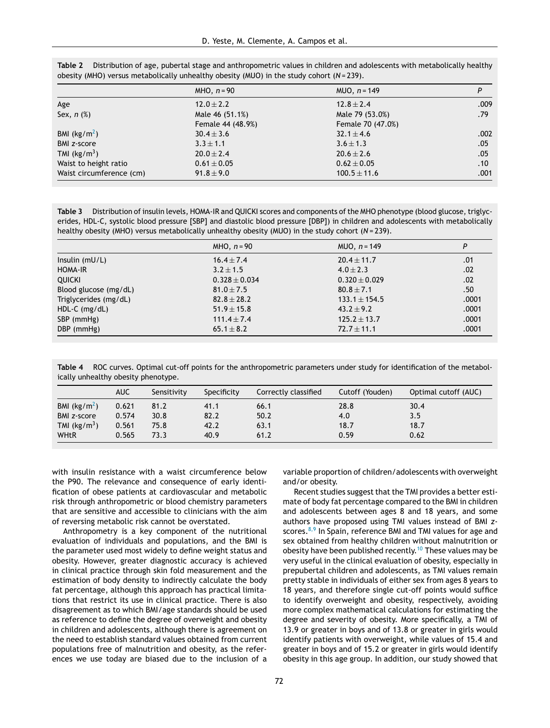**Table 2** Distribution of age, pubertal stage and anthropometric values in children and adolescents with metabolically healthy obesity (MHO) versus metabolically unhealthy obesity (MUO) in the study cohort ($N = 239$).

| | MHO, $n = 90$ | MUO, $n = 149$ | $P$ |
|---|---|---|---|
| Age | $12.0 \pm 2.2$ | $12.8 \pm 2.4$ | .009 |
| Sex, $n$ (%) | Male 46 (51.1%) | Male 79 (53.0%) | .79 |
| | Female 44 (48.9%) | Female 70 (47.0%) | |
| BMI (kg/m[2]) | $30.4 \pm 3.6$ | $32.1 \pm 4.6$ | .002 |
| BMI *z*-score | $3.3 \pm 1.1$ | $3.6 \pm 1.3$ | .05 |
| TMI (kg/m$^3$) | $20.0 \pm 2.4$ | $20.6 \pm 2.6$ | .05 |
| Waist to height ratio | $0.61 \pm 0.05$ | $0.62 \pm 0.05$ | .10 |
| Waist circumference (cm) | $91.8 \pm 9.0$ | $100.5 \pm 11.6$ | .001 |

**Table 3** Distribution of insulin levels, HOMA-IR and QUICKI scores and components of the MHO phenotype (blood glucose, triglycerides, HDL-C, systolic blood pressure [SBP] and diastolic blood pressure [DBP]) in children and adolescents with metabolically healthy obesity (MHO) versus metabolically unhealthy obesity (MUO) in the study cohort ($N = 239$).

| | MHO, $n = 90$ | MUO, $n = 149$ | $P$ |
|---|---|---|---|
| Insulin (mU/L) | $16.4 \pm 7.4$ | $20.4 \pm 11.7$ | .01 |
| HOMA-IR | $3.2 \pm 1.5$ | $4.0 \pm 2.3$ | .02 |
| QUICKI | $0.328 \pm 0.034$ | $0.320 \pm 0.029$ | .02 |
| Blood glucose (mg/dL) | $81.0 \pm 7.5$ | $80.8 \pm 7.1$ | .50 |
| Triglycerides (mg/dL) | $82.8 \pm 28.2$ | $133.1 \pm 154.5$ | .0001 |
| HDL-C (mg/dL) | $51.9 \pm 15.8$ | $43.2 \pm 9.2$ | .0001 |
| SBP (mmHg) | $111.4 \pm 7.4$ | $125.2 \pm 13.7$ | .0001 |
| DBP (mmHg) | $65.1 \pm 8.2$ | $72.7 \pm 11.1$ | .0001 |

**Table 4** ROC curves. Optimal cut-off points for the anthropometric parameters under study for identification of the metabolically unhealthy obesity phenotype.

| | AUC | Sensitivity | Specificity | Correctly classified | Cutoff (Youden) | Optimal cutoff (AUC) |
|---|---|---|---|---|---|---|
| BMI (kg/m[2]) | 0.621 | 81.2 | 41.1 | 66.1 | 28.8 | 30.4 |
| BMI *z*-score | 0.574 | 30.8 | 82.2 | 50.2 | 4.0 | 3.5 |
| TMI (kg/m$^3$) | 0.561 | 75.8 | 42.2 | 63.1 | 18.7 | 18.7 |
| WHtR | 0.565 | 73.3 | 40.9 | 61.2 | 0.59 | 0.62 |

with insulin resistance with a waist circumference below the P90. The relevance and consequence of early identification of obese patients at cardiovascular and metabolic risk through anthropometric or blood chemistry parameters that are sensitive and accessible to clinicians with the aim of reversing metabolic risk cannot be overstated.

Anthropometry is a key component of the nutritional evaluation of individuals and populations, and the BMI is the parameter used most widely to define weight status and obesity. However, greater diagnostic accuracy is achieved in clinical practice through skin fold measurement and the estimation of body density to indirectly calculate the body fat percentage, although this approach has practical limitations that restrict its use in clinical practice. There is also disagreement as to which BMI/age standards should be used as reference to define the degree of overweight and obesity in children and adolescents, although there is agreement on the need to establish standard values obtained from current populations free of malnutrition and obesity, as the references we use today are biased due to the inclusion of a variable proportion of children/adolescents with overweight and/or obesity.

Recent studies suggest that the TMI provides a better estimate of body fat percentage compared to the BMI in children and adolescents between ages 8 and 18 years, and some authors have proposed using TMI values instead of BMI *z*-scores.[8,9] In Spain, reference BMI and TMI values for age and sex obtained from healthy children without malnutrition or obesity have been published recently.[10] These values may be very useful in the clinical evaluation of obesity, especially in prepubertal children and adolescents, as TMI values remain pretty stable in individuals of either sex from ages 8 years to 18 years, and therefore single cut-off points would suffice to identify overweight and obesity, respectively, avoiding more complex mathematical calculations for estimating the degree and severity of obesity. More specifically, a TMI of 13.9 or greater in boys and of 13.8 or greater in girls would identify patients with overweight, while values of 15.4 and greater in boys and of 15.2 or greater in girls would identify obesity in this age group. In addition, our study showed that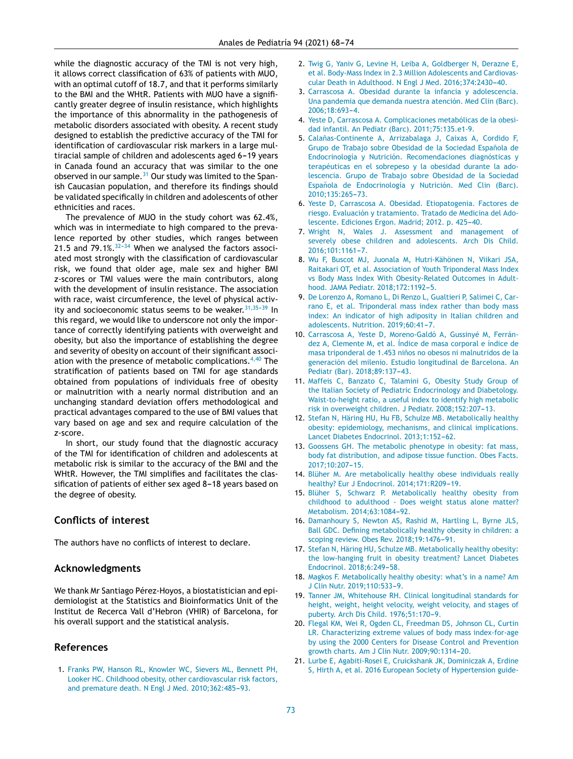while the diagnostic accuracy of the TMI is not very high, it allows correct classification of 63% of patients with MUO, with an optimal cutoff of 18.7, and that it performs similarly to the BMI and the WHtR. Patients with MUO have a significantly greater degree of insulin resistance, which highlights the importance of this abnormality in the pathogenesis of metabolic disorders associated with obesity. A recent study designed to establish the predictive accuracy of the TMI for identification of cardiovascular risk markers in a large multiracial sample of children and adolescents aged 6–19 years in Canada found an accuracy that was similar to the one observed in our sample.[31] Our study was limited to the Spanish Caucasian population, and therefore its findings should be validated specifically in children and adolescents of other ethnicities and races.

The prevalence of MUO in the study cohort was 62.4%, which was in intermediate to high compared to the prevalence reported by other studies, which ranges between 21.5 and 79.1%.[32–34] When we analysed the factors associated most strongly with the classification of cardiovascular risk, we found that older age, male sex and higher BMI *z*-scores or TMI values were the main contributors, along with the development of insulin resistance. The association with race, waist circumference, the level of physical activity and socioeconomic status seems to be weaker.[31,35–39] In this regard, we would like to underscore not only the importance of correctly identifying patients with overweight and obesity, but also the importance of establishing the degree and severity of obesity on account of their significant association with the presence of metabolic complications.[4,40] The stratification of patients based on TMI for age standards obtained from populations of individuals free of obesity or malnutrition with a nearly normal distribution and an unchanging standard deviation offers methodological and practical advantages compared to the use of BMI values that vary based on age and sex and require calculation of the *z*-score.

In short, our study found that the diagnostic accuracy of the TMI for identification of children and adolescents at metabolic risk is similar to the accuracy of the BMI and the WHtR. However, the TMI simplifies and facilitates the classification of patients of either sex aged 8–18 years based on the degree of obesity.

## Conflicts of interest

The authors have no conflicts of interest to declare.

## Acknowledgments

We thank Mr Santiago Pérez-Hoyos, a biostatistician and epidemiologist at the Statistics and Bioinformatics Unit of the Institut de Recerca Vall d'Hebron (VHIR) of Barcelona, for his overall support and the statistical analysis.

## References

1. Franks PW, Hanson RL, Knowler WC, Sievers ML, Bennett PH, Looker HC. Childhood obesity, other cardiovascular risk factors, and premature death. N Engl J Med. 2010;362:485–93.
2. Twig G, Yaniv G, Levine H, Leiba A, Goldberger N, Derazne E, et al. Body-Mass Index in 2.3 Million Adolescents and Cardiovascular Death in Adulthood. N Engl J Med. 2016;374:2430–40.
3. Carrascosa A. Obesidad durante la infancia y adolescencia. Una pandemia que demanda nuestra atención. Med Clin (Barc). 2006;18:693–4.
4. Yeste D, Carrascosa A. Complicaciones metabólicas de la obesidad infantil. An Pediatr (Barc). 2011;75:135.e1-9.
5. Calañas-Continente A, Arrizabalaga J, Caixas A, Cordido F, Grupo de Trabajo sobre Obesidad de la Sociedad Española de Endocrinología y Nutrición. Recomendaciones diagnósticas y terapéuticas en el sobrepeso y la obesidad durante la adolescencia. Grupo de Trabajo sobre Obesidad de la Sociedad Española de Endocrinología y Nutrición. Med Clin (Barc). 2010;135:265–73.
6. Yeste D, Carrascosa A. Obesidad. Etiopatogenia. Factores de riesgo. Evaluación y tratamiento. Tratado de Medicina del Adolescente. Ediciones Ergon. Madrid; 2012. p. 425–40.
7. Wright N, Wales J. Assessment and management of severely obese children and adolescents. Arch Dis Child. 2016;101:1161–7.
8. Wu F, Buscot MJ, Juonala M, Hutri-Kähönen N, Viikari JSA, Raitakari OT, et al. Association of Youth Triponderal Mass Index vs Body Mass Index With Obesity-Related Outcomes in Adulthood. JAMA Pediatr. 2018;172:1192–5.
9. De Lorenzo A, Romano L, Di Renzo L, Gualtieri P, Salimei C, Carrano E, et al. Triponderal mass index rather than body mass index: An indicator of high adiposity in Italian children and adolescents. Nutrition. 2019;60:41–7.
10. Carrascosa A, Yeste D, Moreno-Galdó A, Gussinyé M, Ferrández A, Clemente M, et al. Índice de masa corporal e índice de masa triponderal de 1.453 niños no obesos ni malnutridos de la generación del milenio. Estudio longitudinal de Barcelona. An Pediatr (Bar). 2018;89:137–43.
11. Maffeis C, Banzato C, Talamini G, Obesity Study Group of the Italian Society of Pediatric Endocrinology and Diabetology. Waist-to-height ratio, a useful index to identify high metabolic risk in overweight children. J Pediatr. 2008;152:207–13.
12. Stefan N, Häring HU, Hu FB, Schulze MB. Metabolically healthy obesity: epidemiology, mechanisms, and clinical implications. Lancet Diabetes Endocrinol. 2013;1:152–62.
13. Goossens GH. The metabolic phenotype in obesity: fat mass, body fat distribution, and adipose tissue function. Obes Facts. 2017;10:207–15.
14. Blüher M. Are metabolically healthy obese individuals really healthy? Eur J Endocrinol. 2014;171:R209–19.
15. Blüher S, Schwarz P. Metabolically healthy obesity from childhood to adulthood - Does weight status alone matter? Metabolism. 2014;63:1084–92.
16. Damanhoury S, Newton AS, Rashid M, Hartling L, Byrne JLS, Ball GDC. Defining metabolically healthy obesity in children: a scoping review. Obes Rev. 2018;19:1476–91.
17. Stefan N, Häring HU, Schulze MB. Metabolically healthy obesity: the low-hanging fruit in obesity treatment? Lancet Diabetes Endocrinol. 2018;6:249–58.
18. Magkos F. Metabolically healthy obesity: what's in a name? Am J Clin Nutr. 2019;110:533–9.
19. Tanner JM, Whitehouse RH. Clinical longitudinal standards for height, weight, height velocity, weight velocity, and stages of puberty. Arch Dis Child. 1976;51:170–9.
20. Flegal KM, Wei R, Ogden CL, Freedman DS, Johnson CL, Curtin LR. Characterizing extreme values of body mass index-for-age by using the 2000 Centers for Disease Control and Prevention growth charts. Am J Clin Nutr. 2009;90:1314–20.
21. Lurbe E, Agabiti-Rosei E, Cruickshank JK, Dominiczak A, Erdine S, Hirth A, et al. 2016 European Society of Hypertension guide-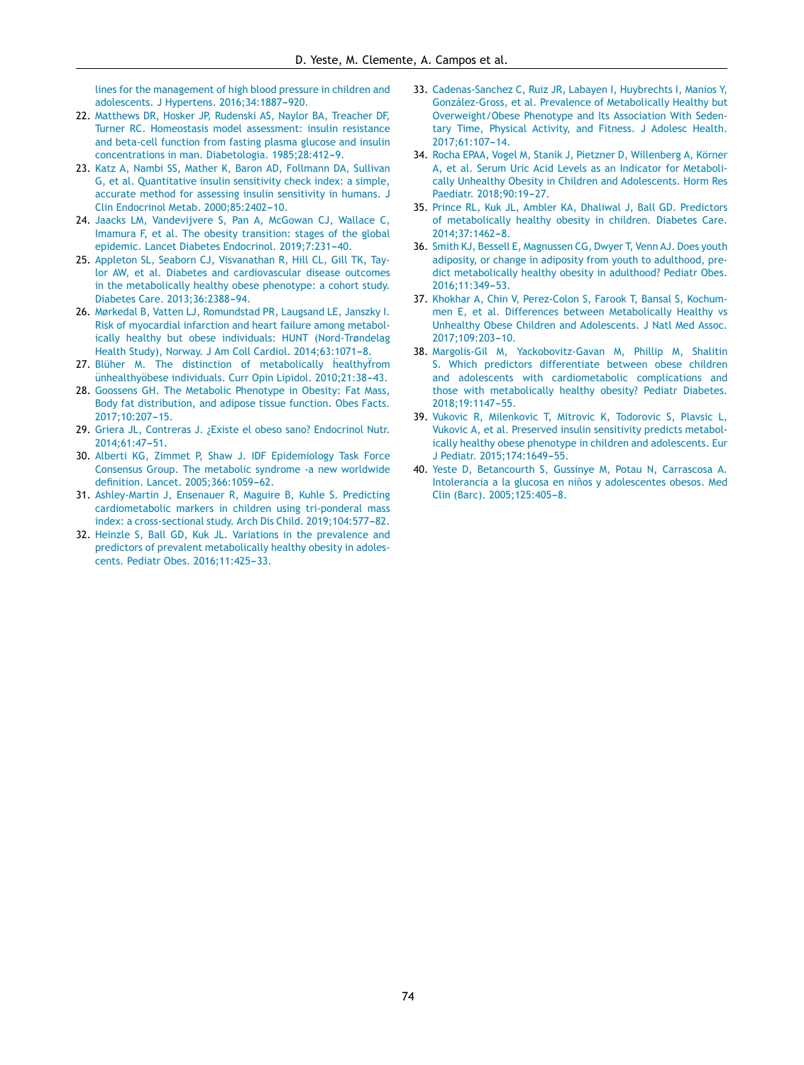lines for the management of high blood pressure in children and adolescents. J Hypertens. 2016;34:1887–920.

22. Matthews DR, Hosker JP, Rudenski AS, Naylor BA, Treacher DF, Turner RC. Homeostasis model assessment: insulin resistance and beta-cell function from fasting plasma glucose and insulin concentrations in man. Diabetologia. 1985;28:412–9.
23. Katz A, Nambi SS, Mather K, Baron AD, Follmann DA, Sullivan G, et al. Quantitative insulin sensitivity check index: a simple, accurate method for assessing insulin sensitivity in humans. J Clin Endocrinol Metab. 2000;85:2402–10.
24. Jaacks LM, Vandevijvere S, Pan A, McGowan CJ, Wallace C, Imamura F, et al. The obesity transition: stages of the global epidemic. Lancet Diabetes Endocrinol. 2019;7:231–40.
25. Appleton SL, Seaborn CJ, Visvanathan R, Hill CL, Gill TK, Taylor AW, et al. Diabetes and cardiovascular disease outcomes in the metabolically healthy obese phenotype: a cohort study. Diabetes Care. 2013;36:2388–94.
26. Mørkedal B, Vatten LJ, Romundstad PR, Laugsand LE, Janszky I. Risk of myocardial infarction and heart failure among metabolically healthy but obese individuals: HUNT (Nord-Trøndelag Health Study), Norway. J Am Coll Cardiol. 2014;63:1071–8.
27. Blüher M. The distinction of metabolically ̈healthyf́rom ̈unhealthyöbese individuals. Curr Opin Lipidol. 2010;21:38–43.
28. Goossens GH. The Metabolic Phenotype in Obesity: Fat Mass, Body fat distribution, and adipose tissue function. Obes Facts. 2017;10:207–15.
29. Griera JL, Contreras J. ¿Existe el obeso sano? Endocrinol Nutr. 2014;61:47–51.
30. Alberti KG, Zimmet P, Shaw J. IDF Epidemiology Task Force Consensus Group. The metabolic syndrome -a new worldwide definition. Lancet. 2005;366:1059–62.
31. Ashley-Martin J, Ensenauer R, Maguire B, Kuhle S. Predicting cardiometabolic markers in children using tri-ponderal mass index: a cross-sectional study. Arch Dis Child. 2019;104:577–82.
32. Heinzle S, Ball GD, Kuk JL. Variations in the prevalence and predictors of prevalent metabolically healthy obesity in adolescents. Pediatr Obes. 2016;11:425–33.
33. Cadenas-Sanchez C, Ruiz JR, Labayen I, Huybrechts I, Manios Y, González-Gross, et al. Prevalence of Metabolically Healthy but Overweight/Obese Phenotype and Its Association With Sedentary Time, Physical Activity, and Fitness. J Adolesc Health. 2017;61:107–14.
34. Rocha EPAA, Vogel M, Stanik J, Pietzner D, Willenberg A, Körner A, et al. Serum Uric Acid Levels as an Indicator for Metabolically Unhealthy Obesity in Children and Adolescents. Horm Res Paediatr. 2018;90:19–27.
35. Prince RL, Kuk JL, Ambler KA, Dhaliwal J, Ball GD. Predictors of metabolically healthy obesity in children. Diabetes Care. 2014;37:1462–8.
36. Smith KJ, Bessell E, Magnussen CG, Dwyer T, Venn AJ. Does youth adiposity, or change in adiposity from youth to adulthood, predict metabolically healthy obesity in adulthood? Pediatr Obes. 2016;11:349–53.
37. Khokhar A, Chin V, Perez-Colon S, Farook T, Bansal S, Kochummen E, et al. Differences between Metabolically Healthy vs Unhealthy Obese Children and Adolescents. J Natl Med Assoc. 2017;109:203–10.
38. Margolis-Gil M, Yackobovitz-Gavan M, Phillip M, Shalitin S. Which predictors differentiate between obese children and adolescents with cardiometabolic complications and those with metabolically healthy obesity? Pediatr Diabetes. 2018;19:1147–55.
39. Vukovic R, Milenkovic T, Mitrovic K, Todorovic S, Plavsic L, Vukovic A, et al. Preserved insulin sensitivity predicts metabolically healthy obese phenotype in children and adolescents. Eur J Pediatr. 2015;174:1649–55.
40. Yeste D, Betancourth S, Gussinye M, Potau N, Carrascosa A. Intolerancia a la glucosa en niños y adolescentes obesos. Med Clin (Barc). 2005;125:405–8.